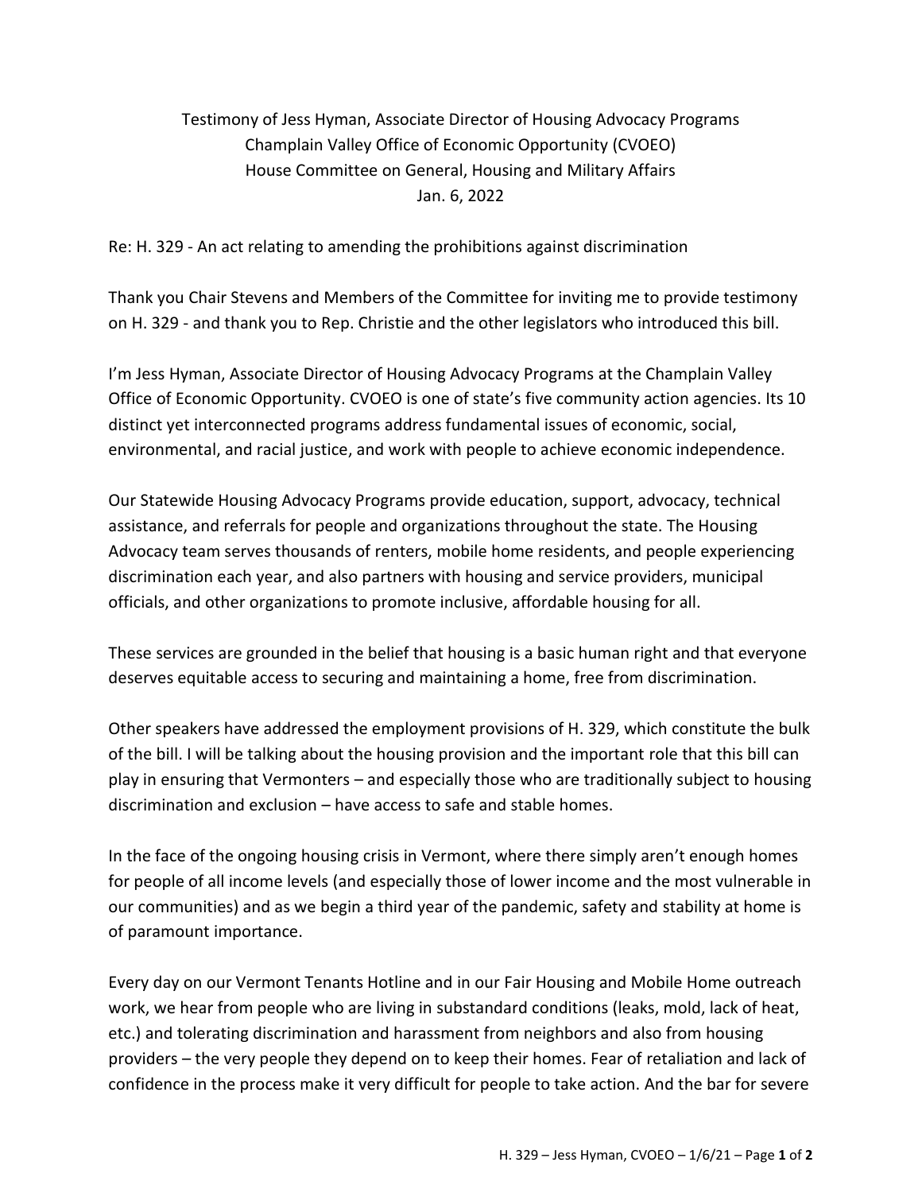Testimony of Jess Hyman, Associate Director of Housing Advocacy Programs
Champlain Valley Office of Economic Opportunity (CVOEO)
House Committee on General, Housing and Military Affairs
Jan. 6, 2022

Re: H. 329 - An act relating to amending the prohibitions against discrimination

Thank you Chair Stevens and Members of the Committee for inviting me to provide testimony on H. 329 - and thank you to Rep. Christie and the other legislators who introduced this bill.

I'm Jess Hyman, Associate Director of Housing Advocacy Programs at the Champlain Valley Office of Economic Opportunity. CVOEO is one of state's five community action agencies. Its 10 distinct yet interconnected programs address fundamental issues of economic, social, environmental, and racial justice, and work with people to achieve economic independence.

Our Statewide Housing Advocacy Programs provide education, support, advocacy, technical assistance, and referrals for people and organizations throughout the state. The Housing Advocacy team serves thousands of renters, mobile home residents, and people experiencing discrimination each year, and also partners with housing and service providers, municipal officials, and other organizations to promote inclusive, affordable housing for all.

These services are grounded in the belief that housing is a basic human right and that everyone deserves equitable access to securing and maintaining a home, free from discrimination.

Other speakers have addressed the employment provisions of H. 329, which constitute the bulk of the bill. I will be talking about the housing provision and the important role that this bill can play in ensuring that Vermonters – and especially those who are traditionally subject to housing discrimination and exclusion – have access to safe and stable homes.

In the face of the ongoing housing crisis in Vermont, where there simply aren't enough homes for people of all income levels (and especially those of lower income and the most vulnerable in our communities) and as we begin a third year of the pandemic, safety and stability at home is of paramount importance.

Every day on our Vermont Tenants Hotline and in our Fair Housing and Mobile Home outreach work, we hear from people who are living in substandard conditions (leaks, mold, lack of heat, etc.) and tolerating discrimination and harassment from neighbors and also from housing providers – the very people they depend on to keep their homes. Fear of retaliation and lack of confidence in the process make it very difficult for people to take action. And the bar for severe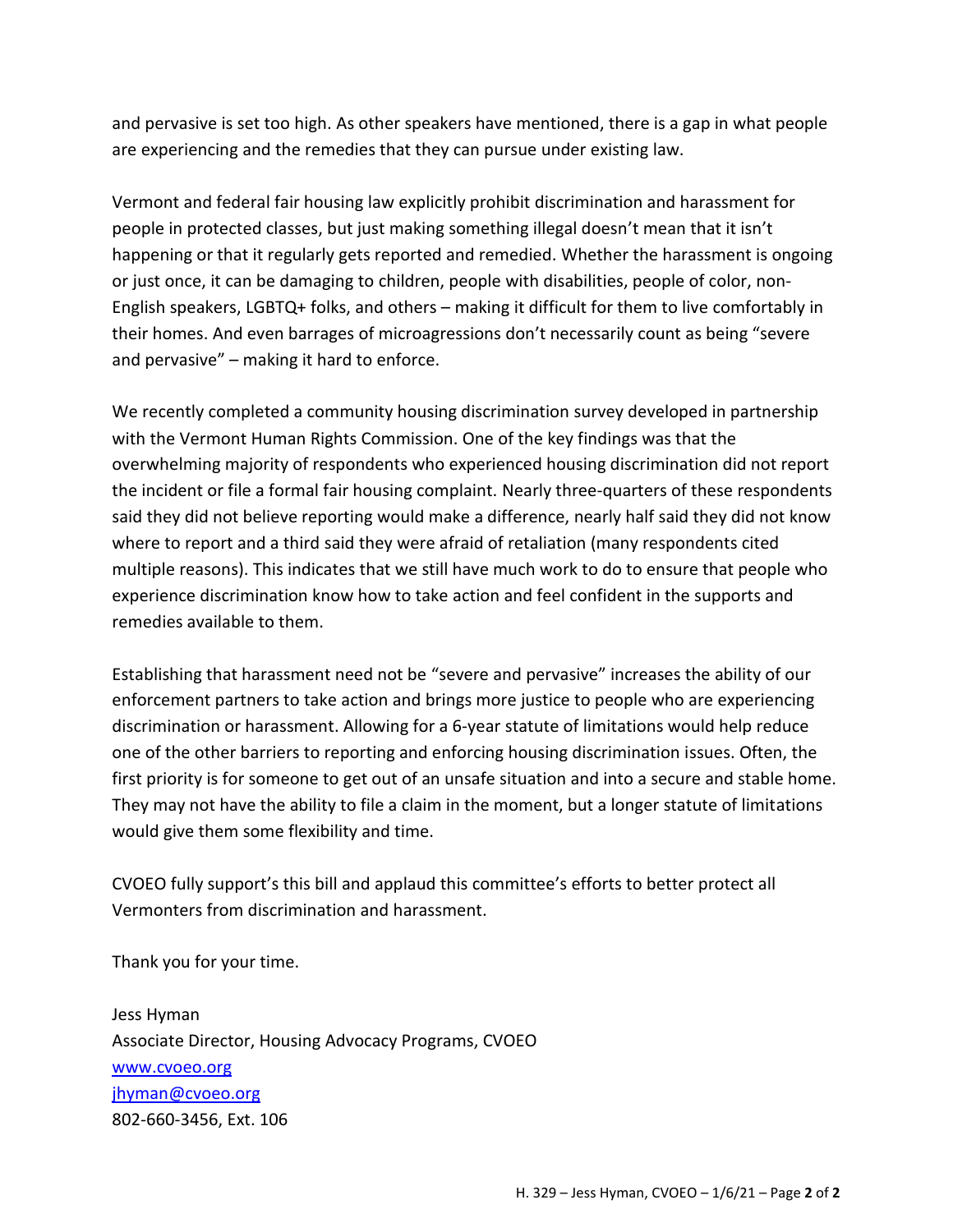and pervasive is set too high. As other speakers have mentioned, there is a gap in what people are experiencing and the remedies that they can pursue under existing law.

Vermont and federal fair housing law explicitly prohibit discrimination and harassment for people in protected classes, but just making something illegal doesn't mean that it isn't happening or that it regularly gets reported and remedied. Whether the harassment is ongoing or just once, it can be damaging to children, people with disabilities, people of color, non-English speakers, LGBTQ+ folks, and others – making it difficult for them to live comfortably in their homes. And even barrages of microagressions don't necessarily count as being "severe and pervasive" – making it hard to enforce.

We recently completed a community housing discrimination survey developed in partnership with the Vermont Human Rights Commission. One of the key findings was that the overwhelming majority of respondents who experienced housing discrimination did not report the incident or file a formal fair housing complaint. Nearly three-quarters of these respondents said they did not believe reporting would make a difference, nearly half said they did not know where to report and a third said they were afraid of retaliation (many respondents cited multiple reasons). This indicates that we still have much work to do to ensure that people who experience discrimination know how to take action and feel confident in the supports and remedies available to them.

Establishing that harassment need not be "severe and pervasive" increases the ability of our enforcement partners to take action and brings more justice to people who are experiencing discrimination or harassment. Allowing for a 6-year statute of limitations would help reduce one of the other barriers to reporting and enforcing housing discrimination issues. Often, the first priority is for someone to get out of an unsafe situation and into a secure and stable home. They may not have the ability to file a claim in the moment, but a longer statute of limitations would give them some flexibility and time.

CVOEO fully support's this bill and applaud this committee's efforts to better protect all Vermonters from discrimination and harassment.

Thank you for your time.

Jess Hyman
Associate Director, Housing Advocacy Programs, CVOEO
www.cvoeo.org
jhyman@cvoeo.org
802-660-3456, Ext. 106